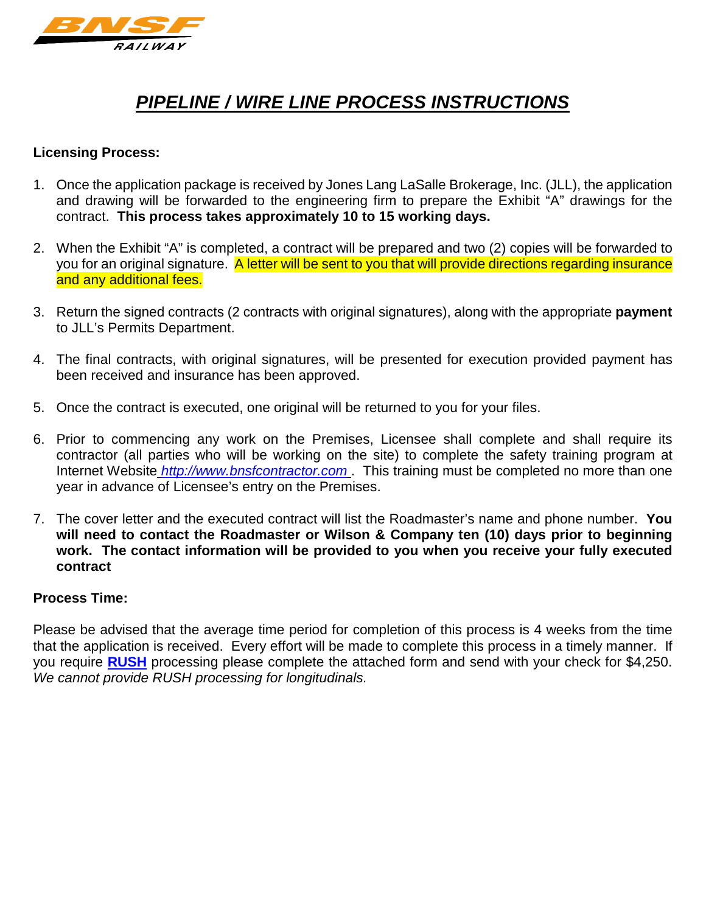# ***PIPELINE / WIRE LINE PROCESS INSTRUCTIONS***

**Licensing Process:**

1. Once the application package is received by Jones Lang LaSalle Brokerage, Inc. (JLL), the application and drawing will be forwarded to the engineering firm to prepare the Exhibit "A" drawings for the contract. **This process takes approximately 10 to 15 working days.**

2. When the Exhibit "A" is completed, a contract will be prepared and two (2) copies will be forwarded to you for an original signature. A letter will be sent to you that will provide directions regarding insurance and any additional fees.

3. Return the signed contracts (2 contracts with original signatures), along with the appropriate **payment** to JLL's Permits Department.

4. The final contracts, with original signatures, will be presented for execution provided payment has been received and insurance has been approved.

5. Once the contract is executed, one original will be returned to you for your files.

6. Prior to commencing any work on the Premises, Licensee shall complete and shall require its contractor (all parties who will be working on the site) to complete the safety training program at Internet Website *http://www.bnsfcontractor.com*. This training must be completed no more than one year in advance of Licensee's entry on the Premises.

7. The cover letter and the executed contract will list the Roadmaster's name and phone number. **You will need to contact the Roadmaster or Wilson & Company ten (10) days prior to beginning work. The contact information will be provided to you when you receive your fully executed contract**

**Process Time:**

Please be advised that the average time period for completion of this process is 4 weeks from the time that the application is received. Every effort will be made to complete this process in a timely manner. If you require **RUSH** processing please complete the attached form and send with your check for $4,250. *We cannot provide RUSH processing for longitudinals.*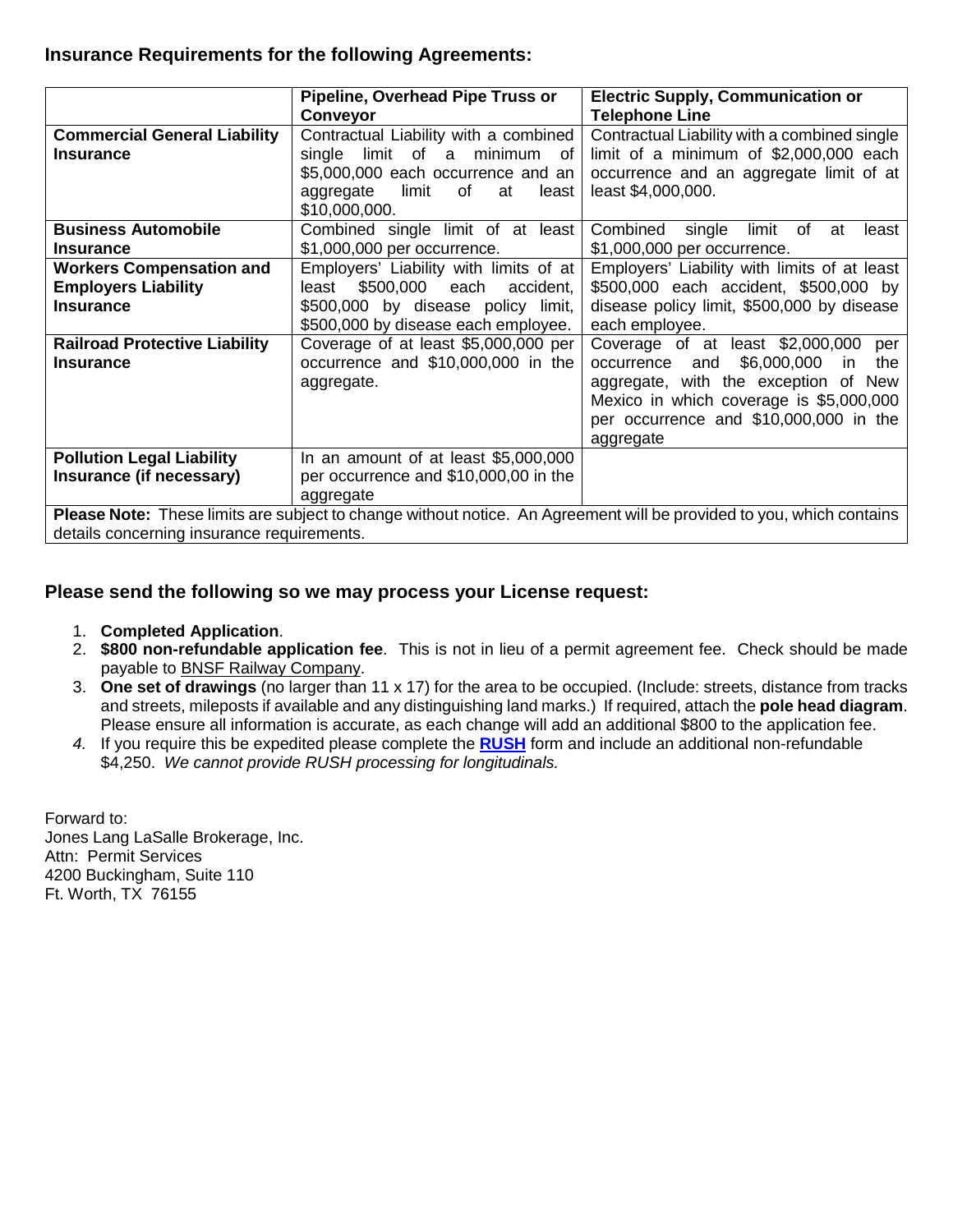### Insurance Requirements for the following Agreements:

| | **Pipeline, Overhead Pipe Truss or Conveyor** | **Electric Supply, Communication or Telephone Line** |
|---|---|---|
| **Commercial General Liability Insurance** | Contractual Liability with a combined single limit of a minimum of $5,000,000 each occurrence and an aggregate limit of at least $10,000,000. | Contractual Liability with a combined single limit of a minimum of $2,000,000 each occurrence and an aggregate limit of at least $4,000,000. |
| **Business Automobile Insurance** | Combined single limit of at least $1,000,000 per occurrence. | Combined single limit of at least $1,000,000 per occurrence. |
| **Workers Compensation and Employers Liability Insurance** | Employers' Liability with limits of at least $500,000 each accident, $500,000 by disease policy limit, $500,000 by disease each employee. | Employers' Liability with limits of at least $500,000 each accident, $500,000 by disease policy limit, $500,000 by disease each employee. |
| **Railroad Protective Liability Insurance** | Coverage of at least $5,000,000 per occurrence and $10,000,000 in the aggregate. | Coverage of at least $2,000,000 per occurrence and $6,000,000 in the aggregate, with the exception of New Mexico in which coverage is $5,000,000 per occurrence and $10,000,000 in the aggregate |
| **Pollution Legal Liability Insurance (if necessary)** | In an amount of at least $5,000,000 per occurrence and $10,000,00 in the aggregate | |
| **Please Note:** These limits are subject to change without notice. An Agreement will be provided to you, which contains details concerning insurance requirements. | | |

### Please send the following so we may process your License request:

1. **Completed Application**.
2. **$800 non-refundable application fee**. This is not in lieu of a permit agreement fee. Check should be made payable to BNSF Railway Company.
3. **One set of drawings** (no larger than 11 x 17) for the area to be occupied. (Include: streets, distance from tracks and streets, mileposts if available and any distinguishing land marks.) If required, attach the **pole head diagram**. Please ensure all information is accurate, as each change will add an additional $800 to the application fee.
4. If you require this be expedited please complete the **RUSH** form and include an additional non-refundable $4,250. *We cannot provide RUSH processing for longitudinals.*

Forward to:
Jones Lang LaSalle Brokerage, Inc.
Attn: Permit Services
4200 Buckingham, Suite 110
Ft. Worth, TX 76155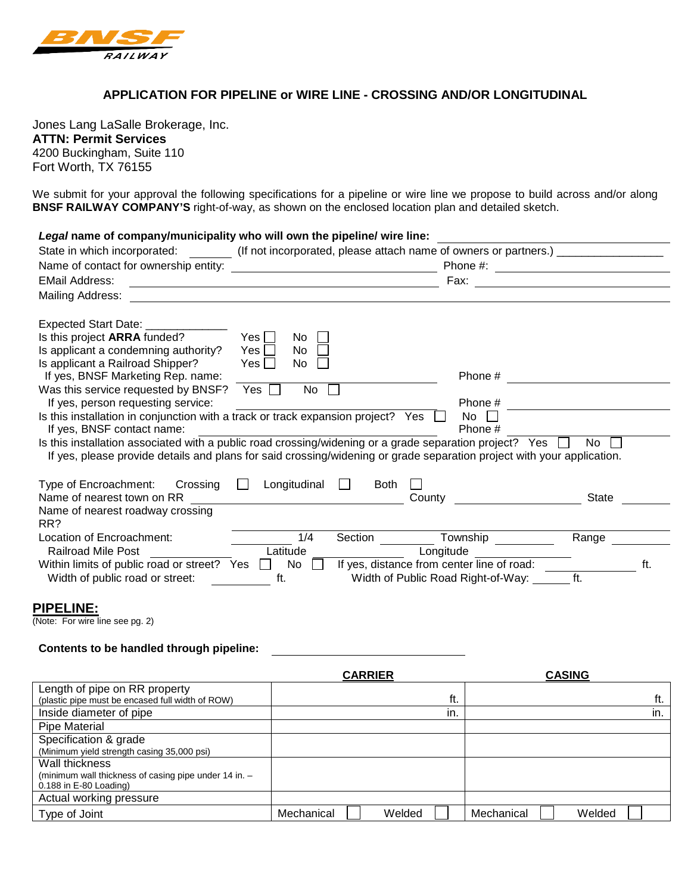BNSF RAILWAY

## APPLICATION FOR PIPELINE or WIRE LINE - CROSSING AND/OR LONGITUDINAL

Jones Lang LaSalle Brokerage, Inc.
**ATTN: Permit Services**
4200 Buckingham, Suite 110
Fort Worth, TX 76155

We submit for your approval the following specifications for a pipeline or wire line we propose to build across and/or along **BNSF RAILWAY COMPANY'S** right-of-way, as shown on the enclosed location plan and detailed sketch.

***Legal*** **name of company/municipality who will own the pipeline/ wire line:** ____________________

State in which incorporated: ________ (If not incorporated, please attach name of owners or partners.) ________________

Name of contact for ownership entity: ____________________ Phone #: ____________________

EMail Address: ____________________ Fax: ____________________

Mailing Address: ____________________

Expected Start Date: ____________

Is this project **ARRA** funded? Yes ☐ No ☐

Is applicant a condemning authority? Yes ☐ No ☐

Is applicant a Railroad Shipper? Yes ☐ No ☐

If yes, BNSF Marketing Rep. name: ____________________ Phone # ____________________

Was this service requested by BNSF? Yes ☐ No ☐

If yes, person requesting service: ____________________ Phone # ____________________

Is this installation in conjunction with a track or track expansion project? Yes ☐ No ☐

If yes, BNSF contact name: ____________________ Phone # ____________________

Is this installation associated with a public road crossing/widening or a grade separation project? Yes ☐ No ☐

If yes, please provide details and plans for said crossing/widening or grade separation project with your application.

Type of Encroachment: Crossing ☐ Longitudinal ☐ Both ☐

Name of nearest town on RR ____________________ County ____________________ State ________

Name of nearest roadway crossing RR? ____________________

Location of Encroachment: ________ 1/4 Section ________ Township ________ Range ________

Railroad Mile Post ____________ Latitude ____________ Longitude ____________

Within limits of public road or street? Yes ☐ No ☐ If yes, distance from center line of road: ____________ ft.

Width of public road or street: ________ ft. Width of Public Road Right-of-Way: ______ ft.

## PIPELINE:

(Note: For wire line see pg. 2)

**Contents to be handled through pipeline:** ____________________

| | CARRIER | CASING |
|---|---|---|
| Length of pipe on RR property (plastic pipe must be encased full width of ROW) | ft. | ft. |
| Inside diameter of pipe | in. | in. |
| Pipe Material | | |
| Specification & grade (Minimum yield strength casing 35,000 psi) | | |
| Wall thickness (minimum wall thickness of casing pipe under 14 in. – 0.188 in E-80 Loading) | | |
| Actual working pressure | | |
| Type of Joint | Mechanical ☐ Welded ☐ | Mechanical ☐ Welded ☐ |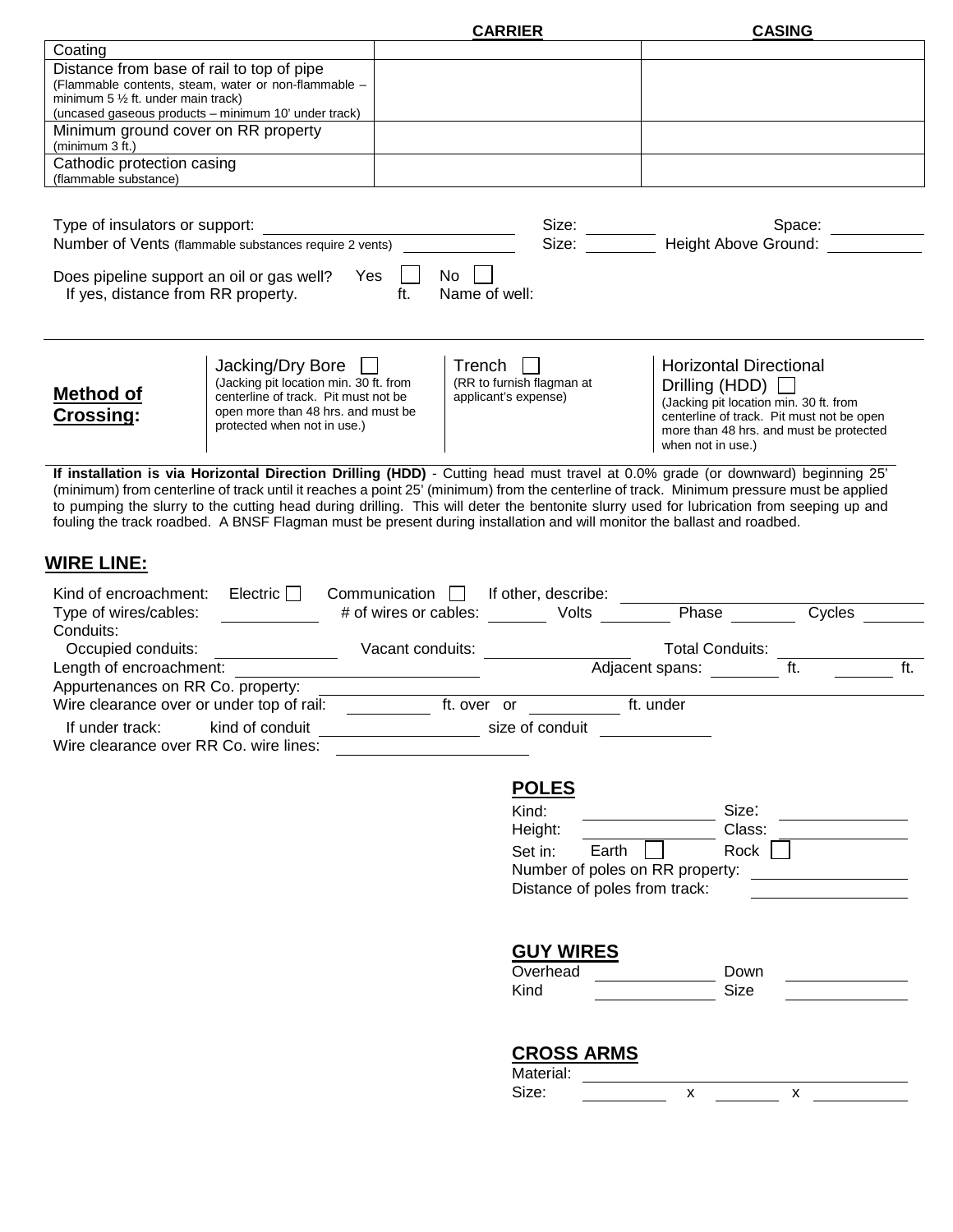| | **CARRIER** | **CASING** |
|---|---|---|
| Coating | | |
| Distance from base of rail to top of pipe (Flammable contents, steam, water or non-flammable – minimum 5 ½ ft. under main track) (uncased gaseous products – minimum 10' under track) | | |
| Minimum ground cover on RR property (minimum 3 ft.) | | |
| Cathodic protection casing (flammable substance) | | |

Type of insulators or support: ____________ Size: ________ Space: ________

Number of Vents (flammable substances require 2 vents) ____________ Size: ________ Height Above Ground: ________

Does pipeline support an oil or gas well? Yes ☐ No ☐

If yes, distance from RR property. ____ ft. Name of well:

---

**Method of Crossing:**

- Jacking/Dry Bore ☐ (Jacking pit location min. 30 ft. from centerline of track. Pit must not be open more than 48 hrs. and must be protected when not in use.)
- Trench ☐ (RR to furnish flagman at applicant's expense)
- Horizontal Directional Drilling (HDD) ☐ (Jacking pit location min. 30 ft. from centerline of track. Pit must not be open more than 48 hrs. and must be protected when not in use.)

**If installation is via Horizontal Direction Drilling (HDD)** - Cutting head must travel at 0.0% grade (or downward) beginning 25' (minimum) from centerline of track until it reaches a point 25' (minimum) from the centerline of track. Minimum pressure must be applied to pumping the slurry to the cutting head during drilling. This will deter the bentonite slurry used for lubrication from seeping up and fouling the track roadbed. A BNSF Flagman must be present during installation and will monitor the ballast and roadbed.

## WIRE LINE:

Kind of encroachment: Electric ☐ Communication ☐ If other, describe: ____________

Type of wires/cables: ________ # of wires or cables: ______ Volts ______ Phase ______ Cycles ______

Conduits:

Occupied conduits: ________ Vacant conduits: ________ Total Conduits: ________

Length of encroachment: ____________ Adjacent spans: ______ ft. ______ ft.

Appurtenances on RR Co. property: ____________

Wire clearance over or under top of rail: ________ ft. over or ________ ft. under

If under track: kind of conduit ____________ size of conduit ________

Wire clearance over RR Co. wire lines: ____________

### POLES

Kind: ________ Size: ________

Height: ________ Class: ________

Set in: Earth ☐ Rock ☐

Number of poles on RR property: ________

Distance of poles from track: ________

### GUY WIRES

Overhead ________ Down ________

Kind ________ Size ________

### CROSS ARMS

Material: ____________

Size: ________ x ________ x ________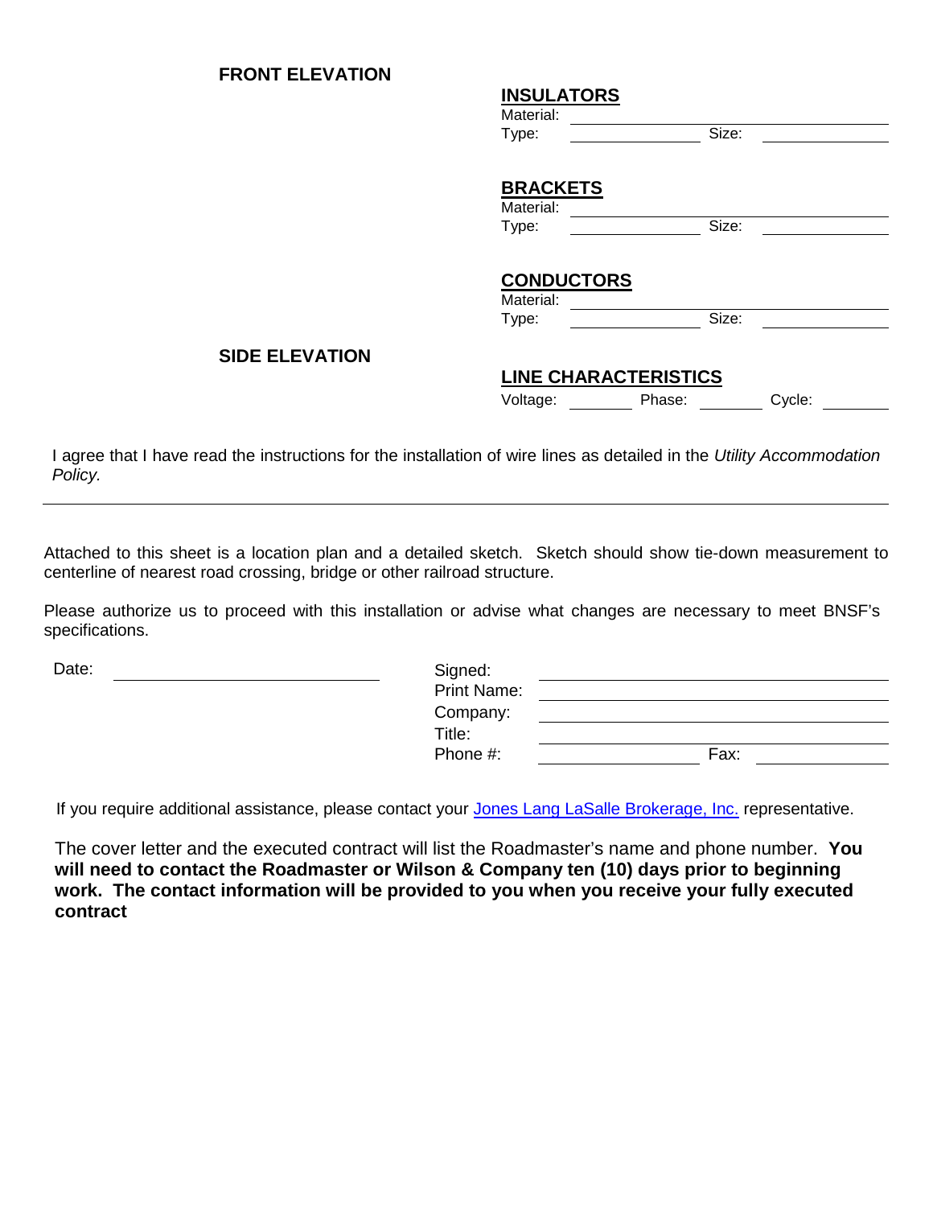**FRONT ELEVATION**

**INSULATORS**

Material: \_\_\_\_\_\_\_\_\_\_\_\_\_\_\_\_\_\_\_\_\_\_\_\_\_\_\_\_\_\_

Type: \_\_\_\_\_\_\_\_\_\_\_\_\_\_ Size: \_\_\_\_\_\_\_\_\_\_\_\_\_\_

**BRACKETS**

Material: \_\_\_\_\_\_\_\_\_\_\_\_\_\_\_\_\_\_\_\_\_\_\_\_\_\_\_\_\_\_

Type: \_\_\_\_\_\_\_\_\_\_\_\_\_\_ Size: \_\_\_\_\_\_\_\_\_\_\_\_\_\_

**CONDUCTORS**

Material: \_\_\_\_\_\_\_\_\_\_\_\_\_\_\_\_\_\_\_\_\_\_\_\_\_\_\_\_\_\_

Type: \_\_\_\_\_\_\_\_\_\_\_\_\_\_ Size: \_\_\_\_\_\_\_\_\_\_\_\_\_\_

**SIDE ELEVATION**

**LINE CHARACTERISTICS**

Voltage: \_\_\_\_\_\_\_\_ Phase: \_\_\_\_\_\_\_\_ Cycle: \_\_\_\_\_\_\_\_

I agree that I have read the instructions for the installation of wire lines as detailed in the *Utility Accommodation Policy.*

---

Attached to this sheet is a location plan and a detailed sketch. Sketch should show tie-down measurement to centerline of nearest road crossing, bridge or other railroad structure.

Please authorize us to proceed with this installation or advise what changes are necessary to meet BNSF's specifications.

Date: \_\_\_\_\_\_\_\_\_\_\_\_\_\_\_\_\_\_\_\_\_\_\_\_

Signed: \_\_\_\_\_\_\_\_\_\_\_\_\_\_\_\_\_\_\_\_\_\_\_\_\_\_\_\_\_\_

Print Name: \_\_\_\_\_\_\_\_\_\_\_\_\_\_\_\_\_\_\_\_\_\_\_\_\_\_\_\_\_\_

Company: \_\_\_\_\_\_\_\_\_\_\_\_\_\_\_\_\_\_\_\_\_\_\_\_\_\_\_\_\_\_

Title: \_\_\_\_\_\_\_\_\_\_\_\_\_\_\_\_\_\_\_\_\_\_\_\_\_\_\_\_\_\_

Phone #: \_\_\_\_\_\_\_\_\_\_\_\_\_\_ Fax: \_\_\_\_\_\_\_\_\_\_\_\_\_\_

If you require additional assistance, please contact your Jones Lang LaSalle Brokerage, Inc. representative.

The cover letter and the executed contract will list the Roadmaster's name and phone number. **You will need to contact the Roadmaster or Wilson & Company ten (10) days prior to beginning work. The contact information will be provided to you when you receive your fully executed contract**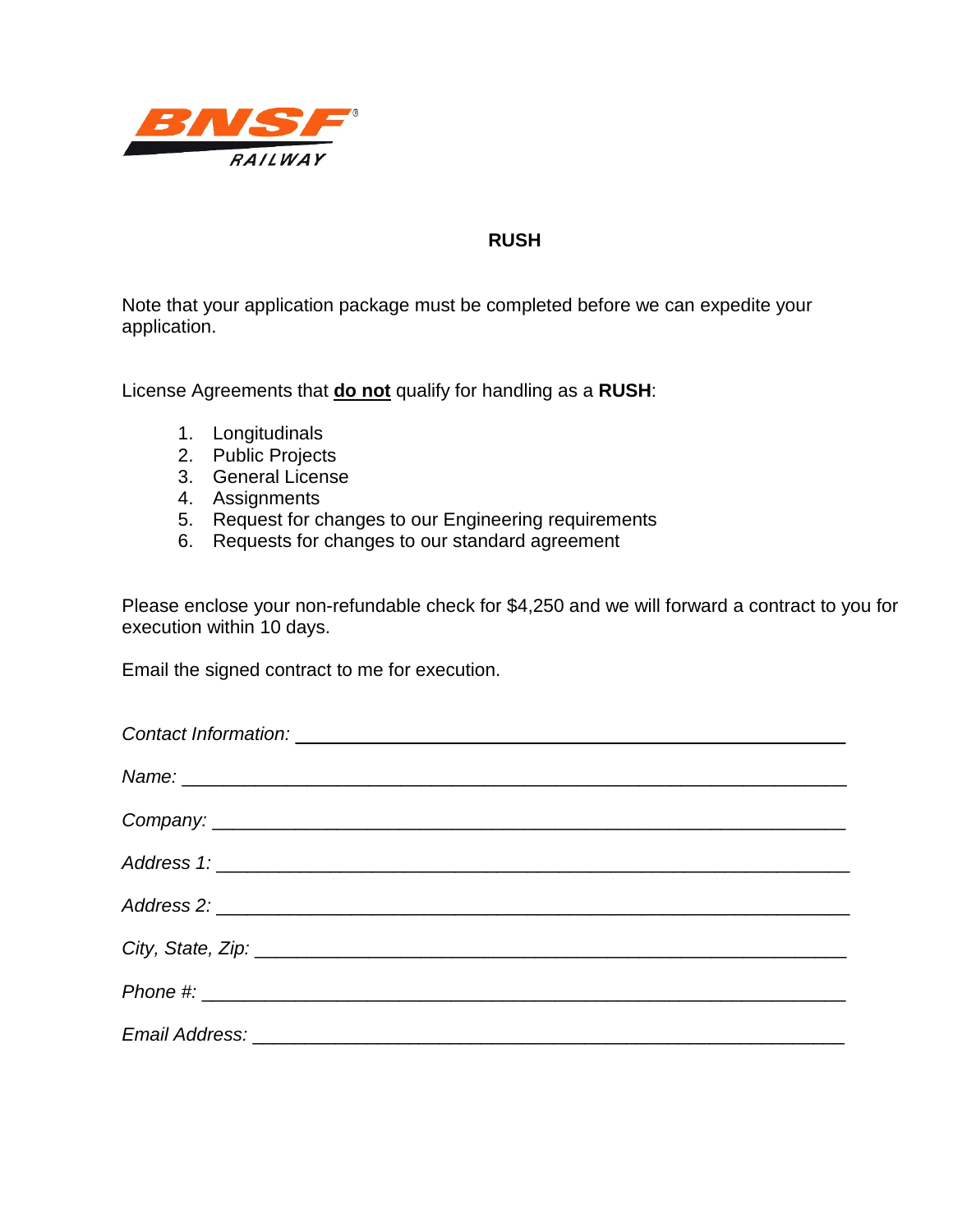# RUSH

Note that your application package must be completed before we can expedite your application.

License Agreements that **do not** qualify for handling as a **RUSH**:

1. Longitudinals
2. Public Projects
3. General License
4. Assignments
5. Request for changes to our Engineering requirements
6. Requests for changes to our standard agreement

Please enclose your non-refundable check for $4,250 and we will forward a contract to you for execution within 10 days.

Email the signed contract to me for execution.

*Contact Information:* ___________________________________________________

*Name:* ______________________________________________________________

*Company:* ____________________________________________________________

*Address 1:* ___________________________________________________________

*Address 2:* ___________________________________________________________

*City, State, Zip:* ______________________________________________________

*Phone #:* _____________________________________________________________

*Email Address:* _______________________________________________________